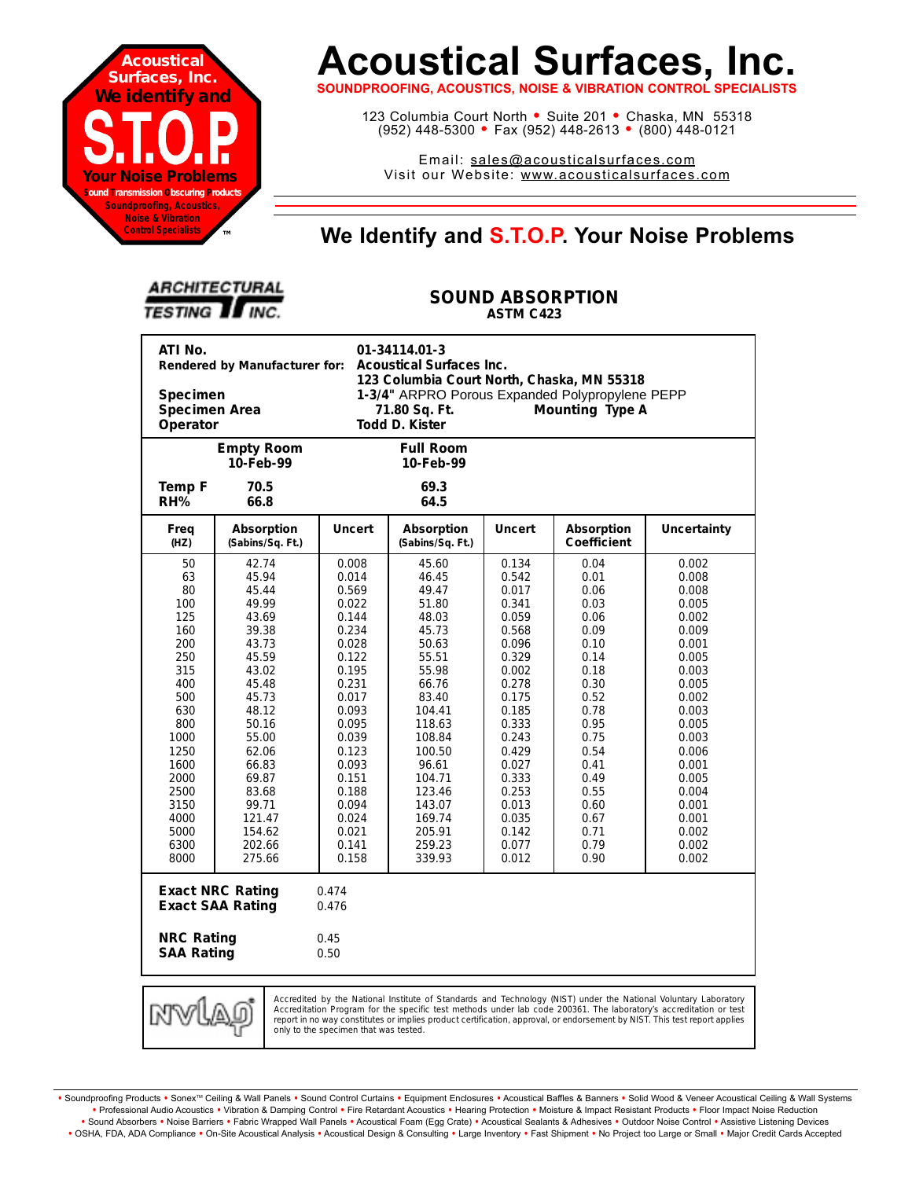Acoustical Surfaces, Inc. We identify and S.T.O.P. Your Noise Problems — Sound Transmission Obscuring Products — Soundproofing, Acoustics, Noise & Vibration Control Specialists ™

# Acoustical Surfaces, Inc.

**SOUNDPROOFING, ACOUSTICS, NOISE & VIBRATION CONTROL SPECIALISTS**

123 Columbia Court North • Suite 201 • Chaska, MN 55318
(952) 448-5300 • Fax (952) 448-2613 • (800) 448-0121

Email: sales@acousticalsurfaces.com
Visit our Website: www.acousticalsurfaces.com

## We Identify and S.T.O.P. Your Noise Problems

ARCHITECTURAL TESTING INC.

### SOUND ABSORPTION
**ASTM C423**

| | |
|---|---|
| **ATI No.** | **01-34114.01-3** |
| **Rendered by Manufacturer for:** | **Acoustical Surfaces Inc.** |
| | **123 Columbia Court North, Chaska, MN 55318** |
| **Specimen** | **1-3/4"** ARPRO Porous Expanded Polypropylene PEPP |
| **Specimen Area** | **71.80 Sq. Ft.** **Mounting Type A** |
| **Operator** | **Todd D. Kister** |

| | Empty Room | Full Room |
|---|---|---|
| | 10-Feb-99 | 10-Feb-99 |
| **Temp F** | 70.5 | 69.3 |
| **RH%** | 66.8 | 64.5 |

| Freq (HZ) | Absorption (Sabins/Sq. Ft.) | Uncert | Absorption (Sabins/Sq. Ft.) | Uncert | Absorption Coefficient | Uncertainty |
|---|---|---|---|---|---|---|
| 50 | 42.74 | 0.008 | 45.60 | 0.134 | 0.04 | 0.002 |
| 63 | 45.94 | 0.014 | 46.45 | 0.542 | 0.01 | 0.008 |
| 80 | 45.44 | 0.569 | 49.47 | 0.017 | 0.06 | 0.008 |
| 100 | 49.99 | 0.022 | 51.80 | 0.341 | 0.03 | 0.005 |
| 125 | 43.69 | 0.144 | 48.03 | 0.059 | 0.06 | 0.002 |
| 160 | 39.38 | 0.234 | 45.73 | 0.568 | 0.09 | 0.009 |
| 200 | 43.73 | 0.028 | 50.63 | 0.096 | 0.10 | 0.001 |
| 250 | 45.59 | 0.122 | 55.51 | 0.329 | 0.14 | 0.005 |
| 315 | 43.02 | 0.195 | 55.98 | 0.002 | 0.18 | 0.003 |
| 400 | 45.48 | 0.231 | 66.76 | 0.278 | 0.30 | 0.005 |
| 500 | 45.73 | 0.017 | 83.40 | 0.175 | 0.52 | 0.002 |
| 630 | 48.12 | 0.093 | 104.41 | 0.185 | 0.78 | 0.003 |
| 800 | 50.16 | 0.095 | 118.63 | 0.333 | 0.95 | 0.005 |
| 1000 | 55.00 | 0.039 | 108.84 | 0.243 | 0.75 | 0.003 |
| 1250 | 62.06 | 0.123 | 100.50 | 0.429 | 0.54 | 0.006 |
| 1600 | 66.83 | 0.093 | 96.61 | 0.027 | 0.41 | 0.001 |
| 2000 | 69.87 | 0.151 | 104.71 | 0.333 | 0.49 | 0.005 |
| 2500 | 83.68 | 0.188 | 123.46 | 0.253 | 0.55 | 0.004 |
| 3150 | 99.71 | 0.094 | 143.07 | 0.013 | 0.60 | 0.001 |
| 4000 | 121.47 | 0.024 | 169.74 | 0.035 | 0.67 | 0.001 |
| 5000 | 154.62 | 0.021 | 205.91 | 0.142 | 0.71 | 0.002 |
| 6300 | 202.66 | 0.141 | 259.23 | 0.077 | 0.79 | 0.002 |
| 8000 | 275.66 | 0.158 | 339.93 | 0.012 | 0.90 | 0.002 |

| | |
|---|---|
| **Exact NRC Rating** | 0.474 |
| **Exact SAA Rating** | 0.476 |
| **NRC Rating** | 0.45 |
| **SAA Rating** | 0.50 |

NVLAP

Accredited by the National Institute of Standards and Technology (NIST) under the National Voluntary Laboratory Accreditation Program for the specific test methods under lab code 200361. The laboratory's accreditation or test report in no way constitutes or implies product certification, approval, or endorsement by NIST. This test report applies only to the specimen that was tested.

• Soundproofing Products • Sonex™ Ceiling & Wall Panels • Sound Control Curtains • Equipment Enclosures • Acoustical Baffles & Banners • Solid Wood & Veneer Acoustical Ceiling & Wall Systems • Professional Audio Acoustics • Vibration & Damping Control • Fire Retardant Acoustics • Hearing Protection • Moisture & Impact Resistant Products • Floor Impact Noise Reduction • Sound Absorbers • Noise Barriers • Fabric Wrapped Wall Panels • Acoustical Foam (Egg Crate) • Acoustical Sealants & Adhesives • Outdoor Noise Control • Assistive Listening Devices • OSHA, FDA, ADA Compliance • On-Site Acoustical Analysis • Acoustical Design & Consulting • Large Inventory • Fast Shipment • No Project too Large or Small • Major Credit Cards Accepted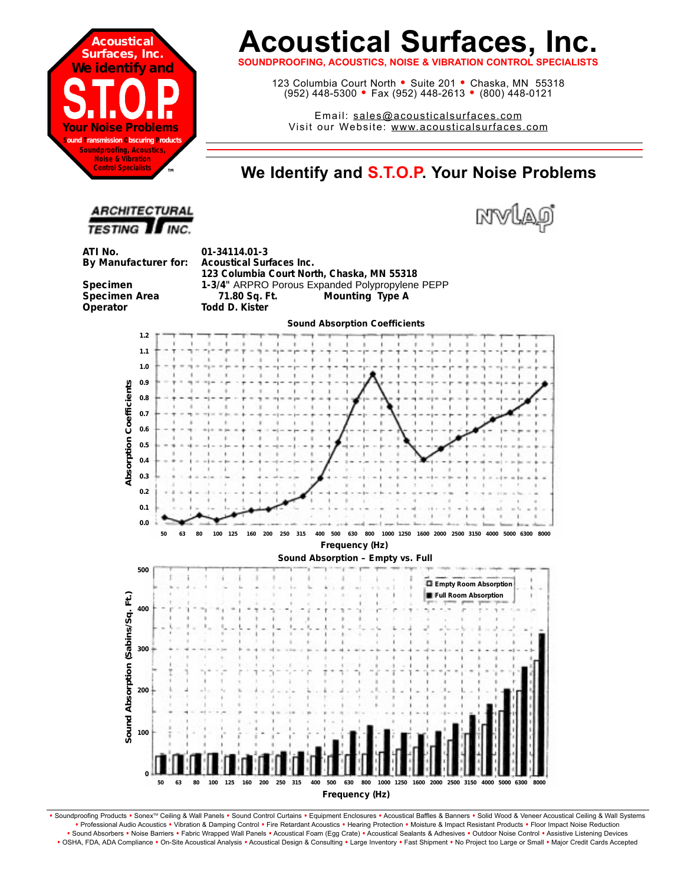# Acoustical Surfaces, Inc.

**SOUNDPROOFING, ACOUSTICS, NOISE & VIBRATION CONTROL SPECIALISTS**

123 Columbia Court North • Suite 201 • Chaska, MN 55318
(952) 448-5300 • Fax (952) 448-2613 • (800) 448-0121

Email: sales@acousticalsurfaces.com
Visit our Website: www.acousticalsurfaces.com

## We Identify and S.T.O.P. Your Noise Problems

ARCHITECTURAL TESTING INC.

NVLAP

**ATI No.** **01-34114.01-3**
**By Manufacturer for:** **Acoustical Surfaces Inc.**
**123 Columbia Court North, Chaska, MN 55318**
**Specimen** **1-3/4"** ARPRO Porous Expanded Polypropylene PEPP
**Specimen Area** **71.80 Sq. Ft.** **Mounting Type A**
**Operator** **Todd D. Kister**

**Sound Absorption Coefficients**

Absorption Coefficients
1.2, 1.1, 1.0, 0.9, 0.8, 0.7, 0.6, 0.5, 0.4, 0.3, 0.2, 0.1, 0.0
50, 63, 80, 100, 125, 160, 200, 250, 315, 400, 500, 630, 800, 1000, 1250, 1600, 2000, 2500, 3150, 4000, 5000, 6300, 8000
Frequency (Hz)

**Sound Absorption – Empty vs. Full**

Sound Absorption (Sabins/Sq. Ft.)
500, 400, 300, 200, 100, 0
Empty Room Absorption
Full Room Absorption
50, 63, 80, 100, 125, 160, 200, 250, 315, 400, 500, 630, 800, 1000, 1250, 1600, 2000, 2500, 3150, 4000, 5000, 6300, 8000
Frequency (Hz)

• Soundproofing Products • Sonex™ Ceiling & Wall Panels • Sound Control Curtains • Equipment Enclosures • Acoustical Baffles & Banners • Solid Wood & Veneer Acoustical Ceiling & Wall Systems • Professional Audio Acoustics • Vibration & Damping Control • Fire Retardant Acoustics • Hearing Protection • Moisture & Impact Resistant Products • Floor Impact Noise Reduction • Sound Absorbers • Noise Barriers • Fabric Wrapped Wall Panels • Acoustical Foam (Egg Crate) • Acoustical Sealants & Adhesives • Outdoor Noise Control • Assistive Listening Devices • OSHA, FDA, ADA Compliance • On-Site Acoustical Analysis • Acoustical Design & Consulting • Large Inventory • Fast Shipment • No Project too Large or Small • Major Credit Cards Accepted